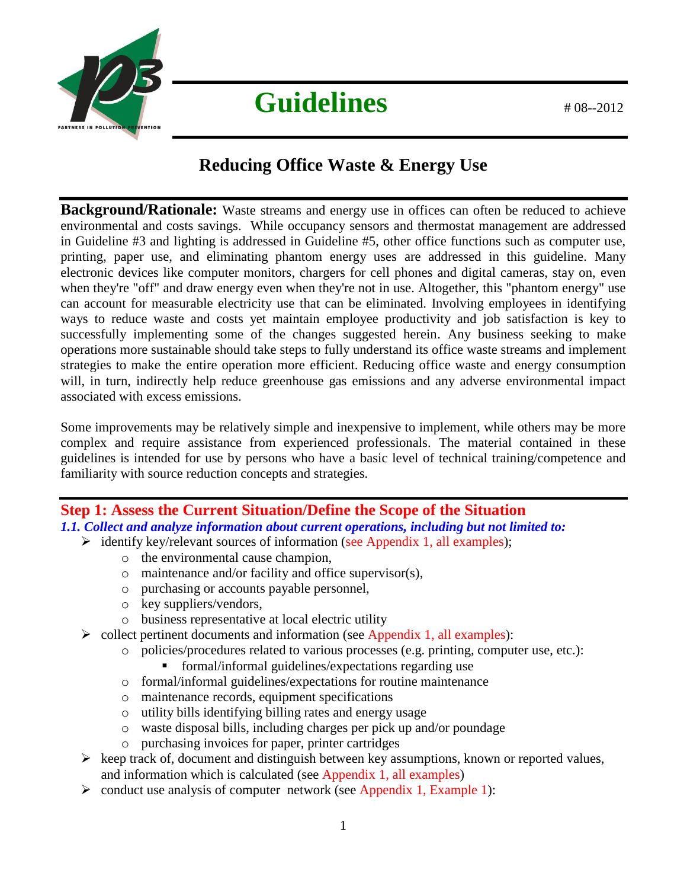PARTNERS IN POLLUTION PREVENTION

# Guidelines

# 08--2012

## Reducing Office Waste & Energy Use

**Background/Rationale:** Waste streams and energy use in offices can often be reduced to achieve environmental and costs savings. While occupancy sensors and thermostat management are addressed in Guideline #3 and lighting is addressed in Guideline #5, other office functions such as computer use, printing, paper use, and eliminating phantom energy uses are addressed in this guideline. Many electronic devices like computer monitors, chargers for cell phones and digital cameras, stay on, even when they're "off" and draw energy even when they're not in use. Altogether, this "phantom energy" use can account for measurable electricity use that can be eliminated. Involving employees in identifying ways to reduce waste and costs yet maintain employee productivity and job satisfaction is key to successfully implementing some of the changes suggested herein. Any business seeking to make operations more sustainable should take steps to fully understand its office waste streams and implement strategies to make the entire operation more efficient. Reducing office waste and energy consumption will, in turn, indirectly help reduce greenhouse gas emissions and any adverse environmental impact associated with excess emissions.

Some improvements may be relatively simple and inexpensive to implement, while others may be more complex and require assistance from experienced professionals. The material contained in these guidelines is intended for use by persons who have a basic level of technical training/competence and familiarity with source reduction concepts and strategies.

## Step 1: Assess the Current Situation/Define the Scope of the Situation

### *1.1. Collect and analyze information about current operations, including but not limited to:*

- identify key/relevant sources of information (see Appendix 1, all examples);
  - the environmental cause champion,
  - maintenance and/or facility and office supervisor(s),
  - purchasing or accounts payable personnel,
  - key suppliers/vendors,
  - business representative at local electric utility
- collect pertinent documents and information (see Appendix 1, all examples):
  - policies/procedures related to various processes (e.g. printing, computer use, etc.):
    - formal/informal guidelines/expectations regarding use
  - formal/informal guidelines/expectations for routine maintenance
  - maintenance records, equipment specifications
  - utility bills identifying billing rates and energy usage
  - waste disposal bills, including charges per pick up and/or poundage
  - purchasing invoices for paper, printer cartridges
- keep track of, document and distinguish between key assumptions, known or reported values, and information which is calculated (see Appendix 1, all examples)
- conduct use analysis of computer network (see Appendix 1, Example 1):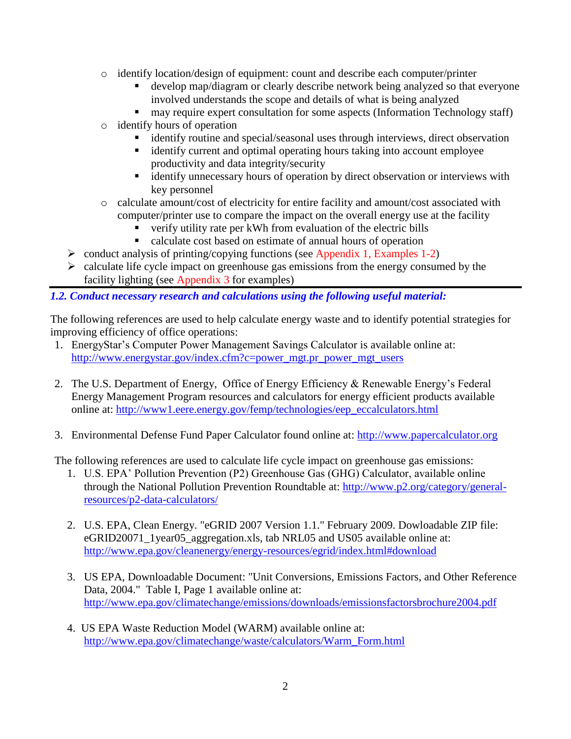- identify location/design of equipment: count and describe each computer/printer
    - develop map/diagram or clearly describe network being analyzed so that everyone involved understands the scope and details of what is being analyzed
    - may require expert consultation for some aspects (Information Technology staff)
- identify hours of operation
    - identify routine and special/seasonal uses through interviews, direct observation
    - identify current and optimal operating hours taking into account employee productivity and data integrity/security
    - identify unnecessary hours of operation by direct observation or interviews with key personnel
- calculate amount/cost of electricity for entire facility and amount/cost associated with computer/printer use to compare the impact on the overall energy use at the facility
    - verify utility rate per kWh from evaluation of the electric bills
    - calculate cost based on estimate of annual hours of operation

- conduct analysis of printing/copying functions (see Appendix 1, Examples 1-2)
- calculate life cycle impact on greenhouse gas emissions from the energy consumed by the facility lighting (see Appendix 3 for examples)

### *1.2. Conduct necessary research and calculations using the following useful material:*

The following references are used to help calculate energy waste and to identify potential strategies for improving efficiency of office operations:

1. EnergyStar's Computer Power Management Savings Calculator is available online at: http://www.energystar.gov/index.cfm?c=power_mgt.pr_power_mgt_users

2. The U.S. Department of Energy, Office of Energy Efficiency & Renewable Energy's Federal Energy Management Program resources and calculators for energy efficient products available online at: http://www1.eere.energy.gov/femp/technologies/eep_eccalculators.html

3. Environmental Defense Fund Paper Calculator found online at: http://www.papercalculator.org

The following references are used to calculate life cycle impact on greenhouse gas emissions:

1. U.S. EPA' Pollution Prevention (P2) Greenhouse Gas (GHG) Calculator, available online through the National Pollution Prevention Roundtable at: http://www.p2.org/category/general-resources/p2-data-calculators/

2. U.S. EPA, Clean Energy. "eGRID 2007 Version 1.1." February 2009. Dowloadable ZIP file: eGRID20071_1year05_aggregation.xls, tab NRL05 and US05 available online at: http://www.epa.gov/cleanenergy/energy-resources/egrid/index.html#download

3. US EPA, Downloadable Document: "Unit Conversions, Emissions Factors, and Other Reference Data, 2004." Table I, Page 1 available online at: http://www.epa.gov/climatechange/emissions/downloads/emissionsfactorsbrochure2004.pdf

4. US EPA Waste Reduction Model (WARM) available online at: http://www.epa.gov/climatechange/waste/calculators/Warm_Form.html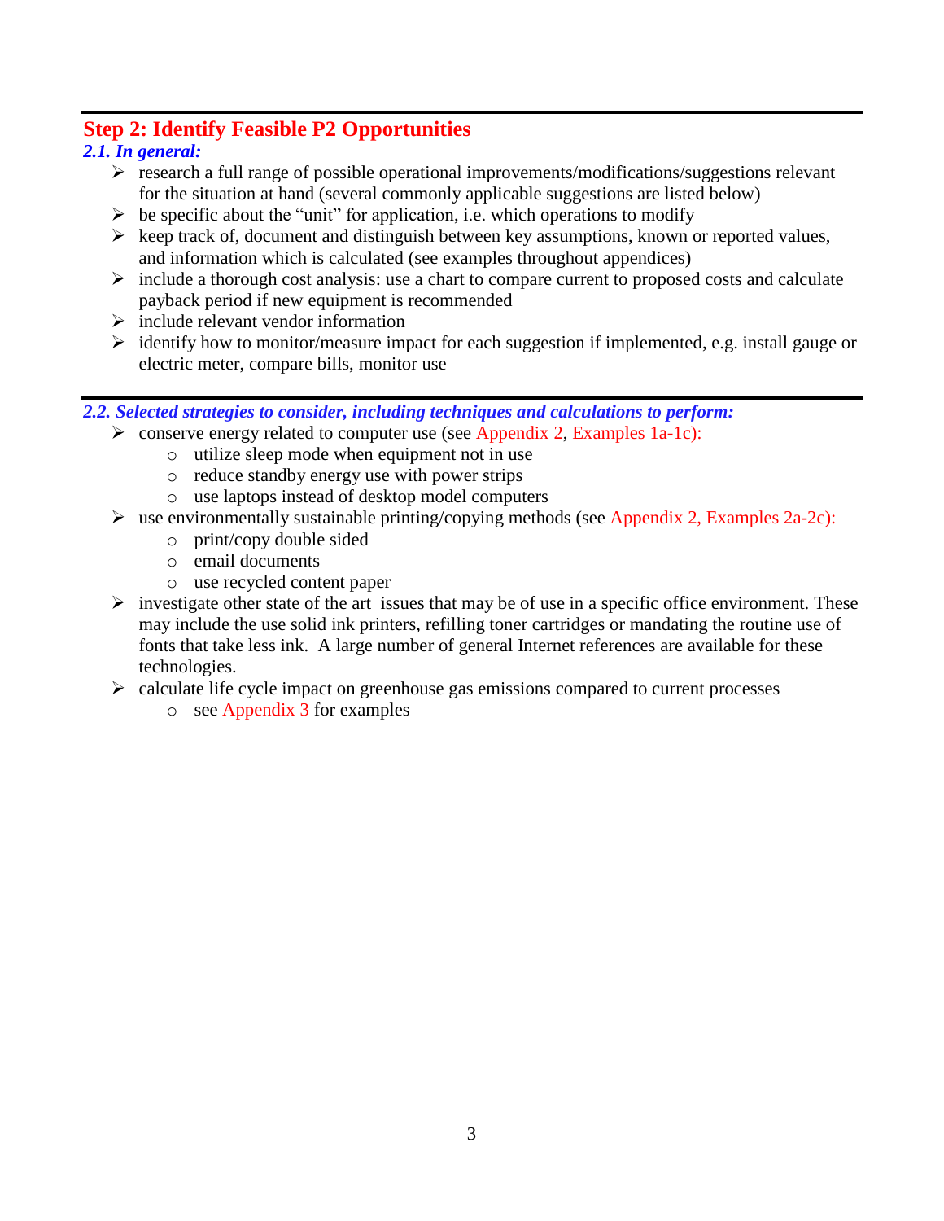## Step 2: Identify Feasible P2 Opportunities

### *2.1. In general:*

- research a full range of possible operational improvements/modifications/suggestions relevant for the situation at hand (several commonly applicable suggestions are listed below)
- be specific about the "unit" for application, i.e. which operations to modify
- keep track of, document and distinguish between key assumptions, known or reported values, and information which is calculated (see examples throughout appendices)
- include a thorough cost analysis: use a chart to compare current to proposed costs and calculate payback period if new equipment is recommended
- include relevant vendor information
- identify how to monitor/measure impact for each suggestion if implemented, e.g. install gauge or electric meter, compare bills, monitor use

### *2.2. Selected strategies to consider, including techniques and calculations to perform:*

- conserve energy related to computer use (see Appendix 2, Examples 1a-1c):
  - utilize sleep mode when equipment not in use
  - reduce standby energy use with power strips
  - use laptops instead of desktop model computers
- use environmentally sustainable printing/copying methods (see Appendix 2, Examples 2a-2c):
  - print/copy double sided
  - email documents
  - use recycled content paper
- investigate other state of the art issues that may be of use in a specific office environment. These may include the use solid ink printers, refilling toner cartridges or mandating the routine use of fonts that take less ink. A large number of general Internet references are available for these technologies.
- calculate life cycle impact on greenhouse gas emissions compared to current processes
  - see Appendix 3 for examples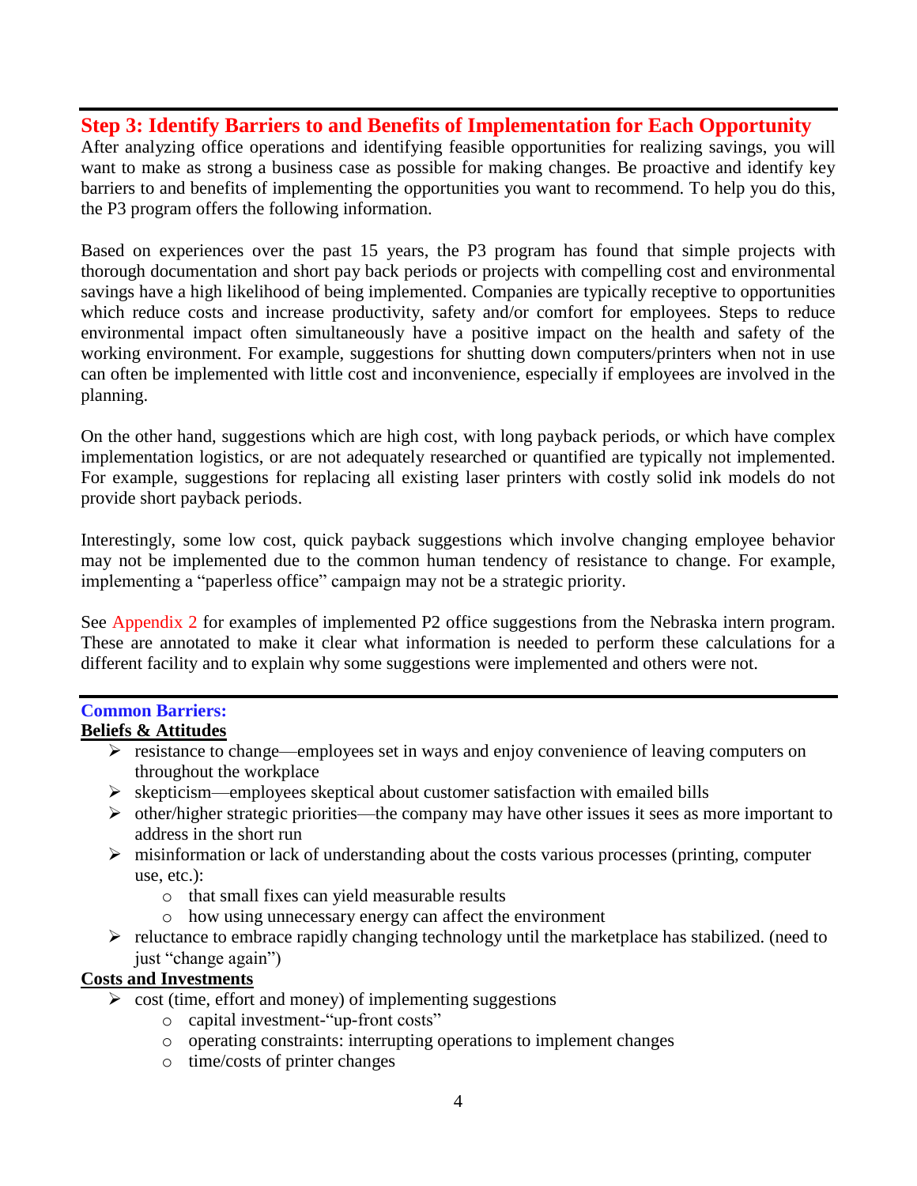## Step 3: Identify Barriers to and Benefits of Implementation for Each Opportunity

After analyzing office operations and identifying feasible opportunities for realizing savings, you will want to make as strong a business case as possible for making changes. Be proactive and identify key barriers to and benefits of implementing the opportunities you want to recommend. To help you do this, the P3 program offers the following information.

Based on experiences over the past 15 years, the P3 program has found that simple projects with thorough documentation and short pay back periods or projects with compelling cost and environmental savings have a high likelihood of being implemented. Companies are typically receptive to opportunities which reduce costs and increase productivity, safety and/or comfort for employees. Steps to reduce environmental impact often simultaneously have a positive impact on the health and safety of the working environment. For example, suggestions for shutting down computers/printers when not in use can often be implemented with little cost and inconvenience, especially if employees are involved in the planning.

On the other hand, suggestions which are high cost, with long payback periods, or which have complex implementation logistics, or are not adequately researched or quantified are typically not implemented. For example, suggestions for replacing all existing laser printers with costly solid ink models do not provide short payback periods.

Interestingly, some low cost, quick payback suggestions which involve changing employee behavior may not be implemented due to the common human tendency of resistance to change. For example, implementing a "paperless office" campaign may not be a strategic priority.

See Appendix 2 for examples of implemented P2 office suggestions from the Nebraska intern program. These are annotated to make it clear what information is needed to perform these calculations for a different facility and to explain why some suggestions were implemented and others were not.

### Common Barriers:

**Beliefs & Attitudes**

- resistance to change—employees set in ways and enjoy convenience of leaving computers on throughout the workplace
- skepticism—employees skeptical about customer satisfaction with emailed bills
- other/higher strategic priorities—the company may have other issues it sees as more important to address in the short run
- misinformation or lack of understanding about the costs various processes (printing, computer use, etc.):
  - that small fixes can yield measurable results
  - how using unnecessary energy can affect the environment
- reluctance to embrace rapidly changing technology until the marketplace has stabilized. (need to just "change again")

**Costs and Investments**

- cost (time, effort and money) of implementing suggestions
  - capital investment-"up-front costs"
  - operating constraints: interrupting operations to implement changes
  - time/costs of printer changes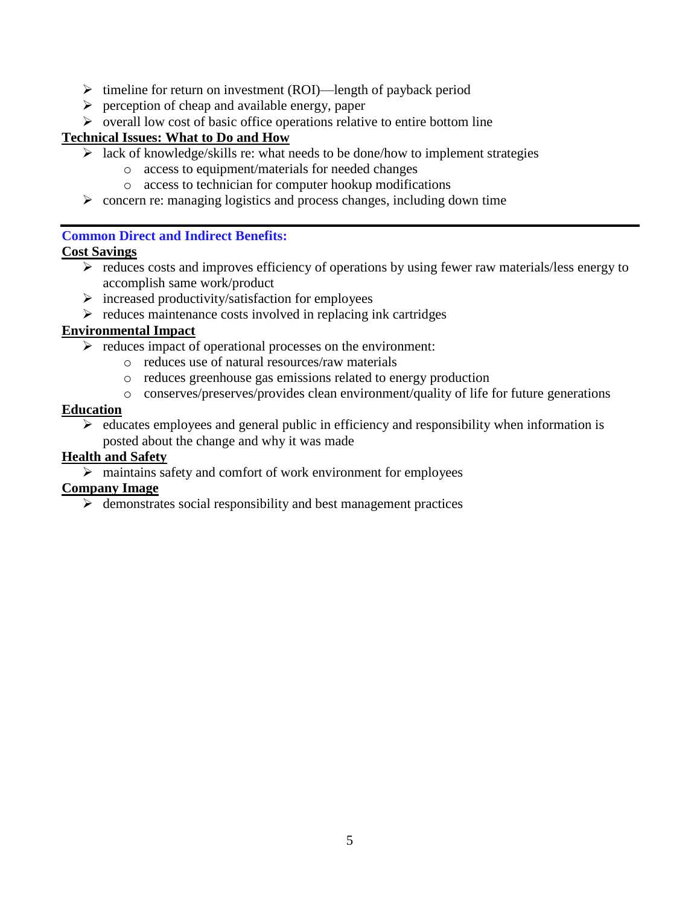- timeline for return on investment (ROI)—length of payback period
- perception of cheap and available energy, paper
- overall low cost of basic office operations relative to entire bottom line

**Technical Issues: What to Do and How**

- lack of knowledge/skills re: what needs to be done/how to implement strategies
  - access to equipment/materials for needed changes
  - access to technician for computer hookup modifications
- concern re: managing logistics and process changes, including down time

---

### Common Direct and Indirect Benefits:

**Cost Savings**

- reduces costs and improves efficiency of operations by using fewer raw materials/less energy to accomplish same work/product
- increased productivity/satisfaction for employees
- reduces maintenance costs involved in replacing ink cartridges

**Environmental Impact**

- reduces impact of operational processes on the environment:
  - reduces use of natural resources/raw materials
  - reduces greenhouse gas emissions related to energy production
  - conserves/preserves/provides clean environment/quality of life for future generations

**Education**

- educates employees and general public in efficiency and responsibility when information is posted about the change and why it was made

**Health and Safety**

- maintains safety and comfort of work environment for employees

**Company Image**

- demonstrates social responsibility and best management practices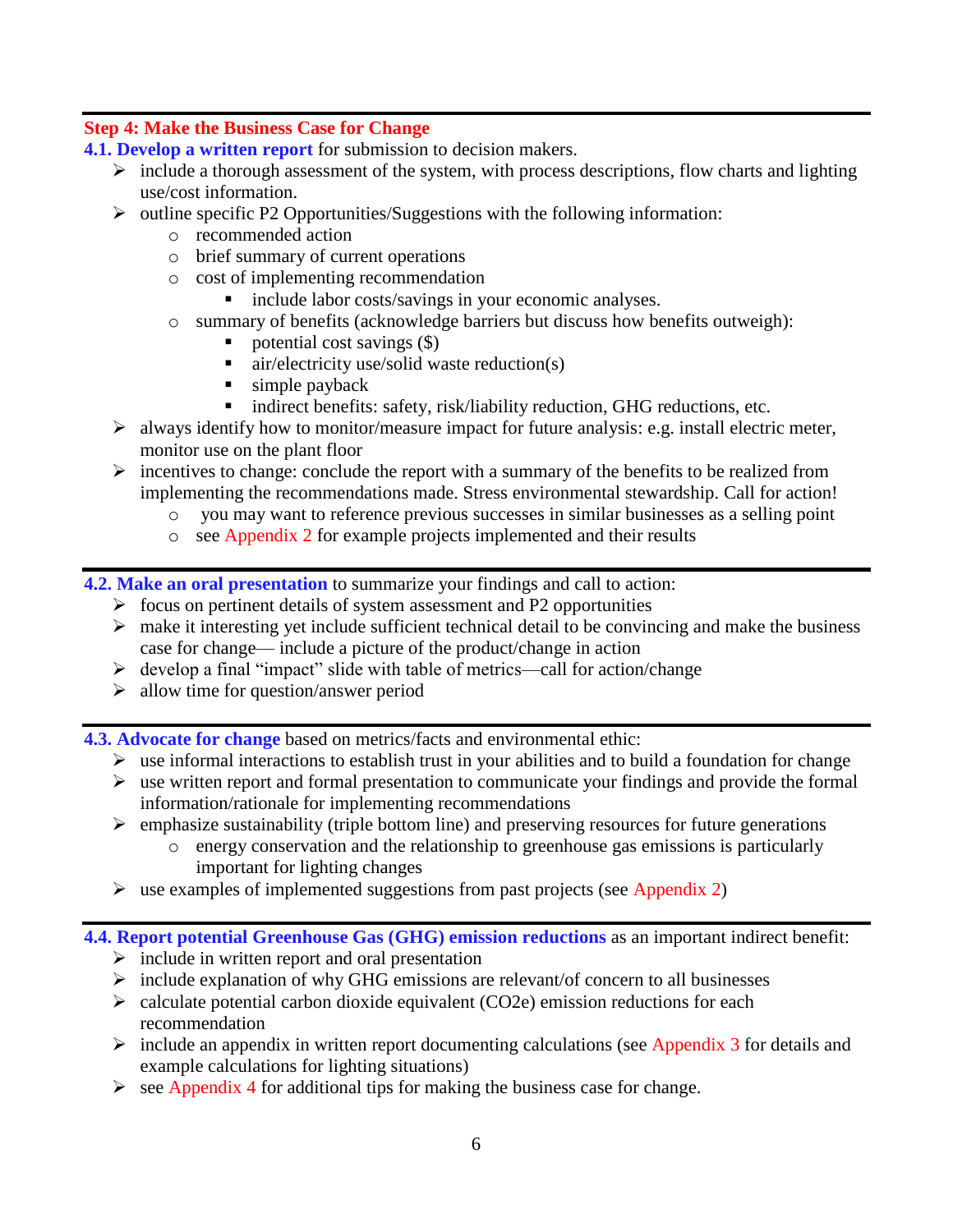## Step 4: Make the Business Case for Change

**4.1. Develop a written report** for submission to decision makers.

- include a thorough assessment of the system, with process descriptions, flow charts and lighting use/cost information.
- outline specific P2 Opportunities/Suggestions with the following information:
  - recommended action
  - brief summary of current operations
  - cost of implementing recommendation
    - include labor costs/savings in your economic analyses.
  - summary of benefits (acknowledge barriers but discuss how benefits outweigh):
    - potential cost savings ($)
    - air/electricity use/solid waste reduction(s)
    - simple payback
    - indirect benefits: safety, risk/liability reduction, GHG reductions, etc.
- always identify how to monitor/measure impact for future analysis: e.g. install electric meter, monitor use on the plant floor
- incentives to change: conclude the report with a summary of the benefits to be realized from implementing the recommendations made. Stress environmental stewardship. Call for action!
  - you may want to reference previous successes in similar businesses as a selling point
  - see Appendix 2 for example projects implemented and their results

**4.2. Make an oral presentation** to summarize your findings and call to action:

- focus on pertinent details of system assessment and P2 opportunities
- make it interesting yet include sufficient technical detail to be convincing and make the business case for change— include a picture of the product/change in action
- develop a final "impact" slide with table of metrics—call for action/change
- allow time for question/answer period

**4.3. Advocate for change** based on metrics/facts and environmental ethic:

- use informal interactions to establish trust in your abilities and to build a foundation for change
- use written report and formal presentation to communicate your findings and provide the formal information/rationale for implementing recommendations
- emphasize sustainability (triple bottom line) and preserving resources for future generations
  - energy conservation and the relationship to greenhouse gas emissions is particularly important for lighting changes
- use examples of implemented suggestions from past projects (see Appendix 2)

**4.4. Report potential Greenhouse Gas (GHG) emission reductions** as an important indirect benefit:

- include in written report and oral presentation
- include explanation of why GHG emissions are relevant/of concern to all businesses
- calculate potential carbon dioxide equivalent ($CO_2e$) emission reductions for each recommendation
- include an appendix in written report documenting calculations (see Appendix 3 for details and example calculations for lighting situations)
- see Appendix 4 for additional tips for making the business case for change.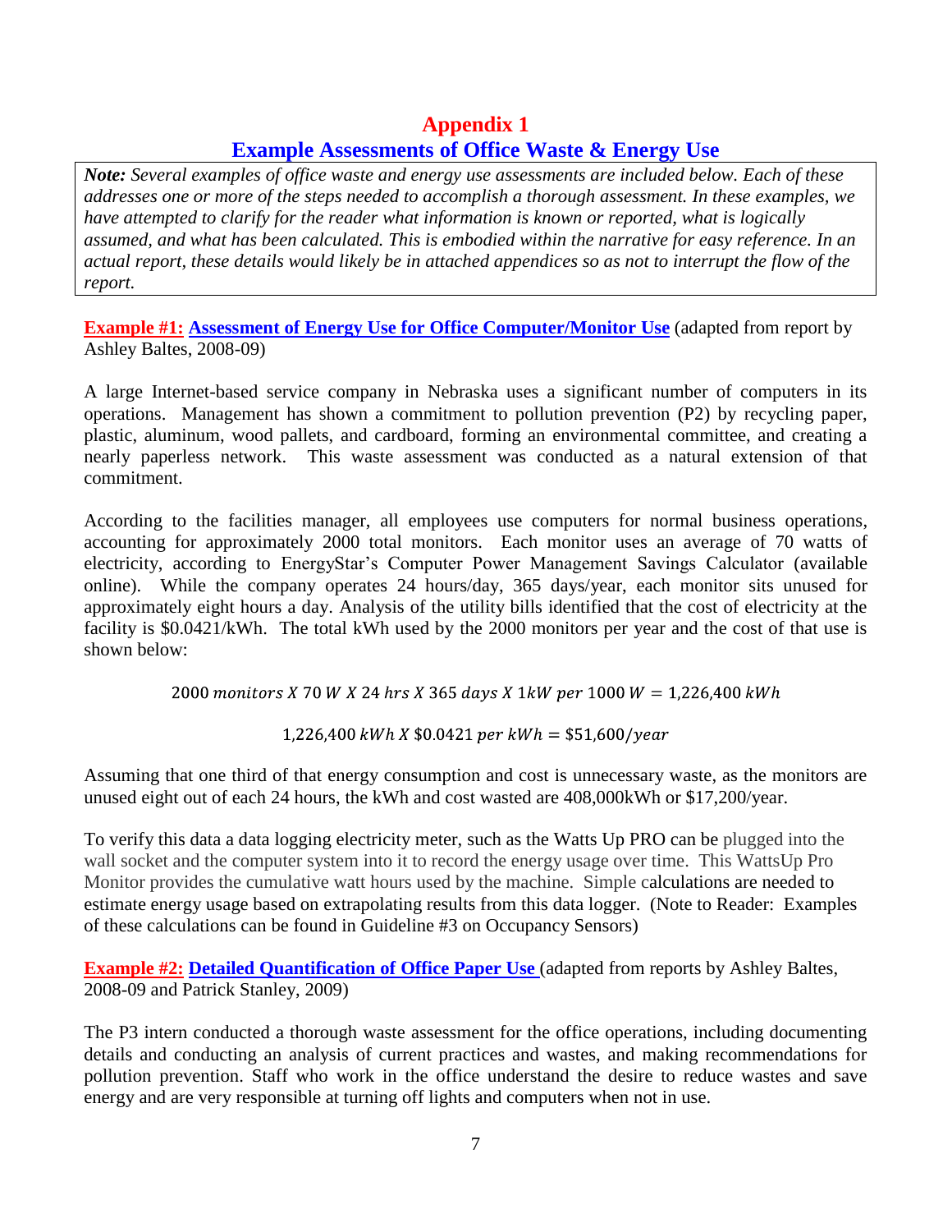# Appendix 1

## Example Assessments of Office Waste & Energy Use

> ***Note:*** *Several examples of office waste and energy use assessments are included below. Each of these addresses one or more of the steps needed to accomplish a thorough assessment. In these examples, we have attempted to clarify for the reader what information is known or reported, what is logically assumed, and what has been calculated. This is embodied within the narrative for easy reference. In an actual report, these details would likely be in attached appendices so as not to interrupt the flow of the report.*

**Example #1: Assessment of Energy Use for Office Computer/Monitor Use** (adapted from report by Ashley Baltes, 2008-09)

A large Internet-based service company in Nebraska uses a significant number of computers in its operations. Management has shown a commitment to pollution prevention (P2) by recycling paper, plastic, aluminum, wood pallets, and cardboard, forming an environmental committee, and creating a nearly paperless network. This waste assessment was conducted as a natural extension of that commitment.

According to the facilities manager, all employees use computers for normal business operations, accounting for approximately 2000 total monitors. Each monitor uses an average of 70 watts of electricity, according to EnergyStar's Computer Power Management Savings Calculator (available online). While the company operates 24 hours/day, 365 days/year, each monitor sits unused for approximately eight hours a day. Analysis of the utility bills identified that the cost of electricity at the facility is \$0.0421/kWh. The total kWh used by the 2000 monitors per year and the cost of that use is shown below:

$$2000\ monitors\ X\ 70\ W\ X\ 24\ hrs\ X\ 365\ days\ X\ 1kW\ per\ 1000\ W = 1{,}226{,}400\ kWh$$

$$1{,}226{,}400\ kWh\ X\ \$0.0421\ per\ kWh = \$51{,}600/year$$

Assuming that one third of that energy consumption and cost is unnecessary waste, as the monitors are unused eight out of each 24 hours, the kWh and cost wasted are 408,000kWh or \$17,200/year.

To verify this data a data logging electricity meter, such as the Watts Up PRO can be plugged into the wall socket and the computer system into it to record the energy usage over time. This WattsUp Pro Monitor provides the cumulative watt hours used by the machine. Simple calculations are needed to estimate energy usage based on extrapolating results from this data logger. (Note to Reader: Examples of these calculations can be found in Guideline #3 on Occupancy Sensors)

**Example #2: Detailed Quantification of Office Paper Use** (adapted from reports by Ashley Baltes, 2008-09 and Patrick Stanley, 2009)

The P3 intern conducted a thorough waste assessment for the office operations, including documenting details and conducting an analysis of current practices and wastes, and making recommendations for pollution prevention. Staff who work in the office understand the desire to reduce wastes and save energy and are very responsible at turning off lights and computers when not in use.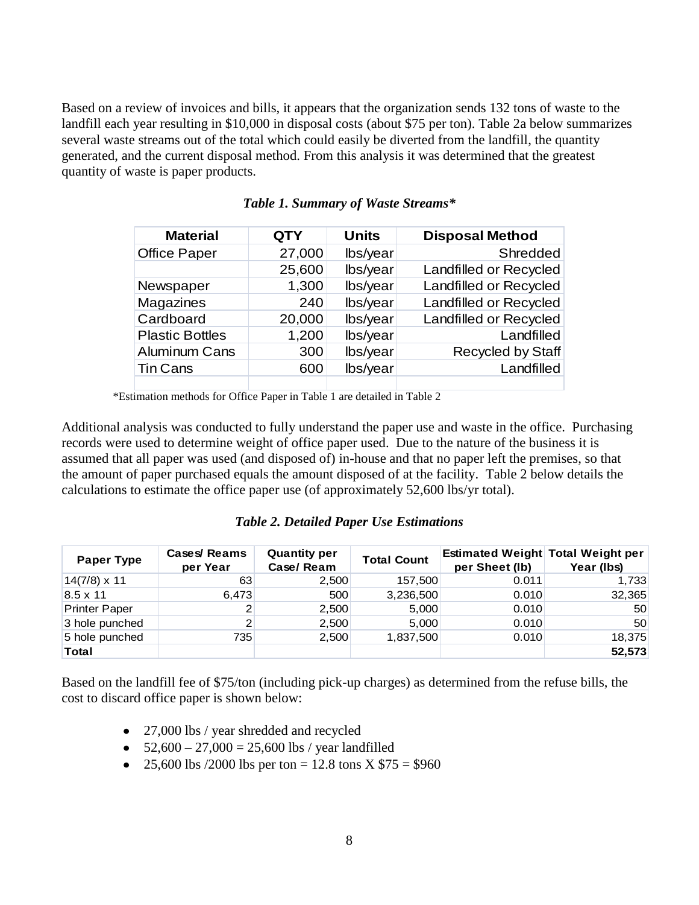Based on a review of invoices and bills, it appears that the organization sends 132 tons of waste to the landfill each year resulting in \$10,000 in disposal costs (about \$75 per ton). Table 2a below summarizes several waste streams out of the total which could easily be diverted from the landfill, the quantity generated, and the current disposal method. From this analysis it was determined that the greatest quantity of waste is paper products.

***Table 1. Summary of Waste Streams****

| Material | QTY | Units | Disposal Method |
|---|---|---|---|
| Office Paper | 27,000 | lbs/year | Shredded |
| | 25,600 | lbs/year | Landfilled or Recycled |
| Newspaper | 1,300 | lbs/year | Landfilled or Recycled |
| Magazines | 240 | lbs/year | Landfilled or Recycled |
| Cardboard | 20,000 | lbs/year | Landfilled or Recycled |
| Plastic Bottles | 1,200 | lbs/year | Landfilled |
| Aluminum Cans | 300 | lbs/year | Recycled by Staff |
| Tin Cans | 600 | lbs/year | Landfilled |
| | | | |

*Estimation methods for Office Paper in Table 1 are detailed in Table 2

Additional analysis was conducted to fully understand the paper use and waste in the office. Purchasing records were used to determine weight of office paper used. Due to the nature of the business it is assumed that all paper was used (and disposed of) in-house and that no paper left the premises, so that the amount of paper purchased equals the amount disposed of at the facility. Table 2 below details the calculations to estimate the office paper use (of approximately 52,600 lbs/yr total).

***Table 2. Detailed Paper Use Estimations***

| Paper Type | Cases/ Reams per Year | Quantity per Case/ Ream | Total Count | Estimated Weight per Sheet (lb) | Total Weight per Year (lbs) |
|---|---|---|---|---|---|
| 14(7/8) x 11 | 63 | 2,500 | 157,500 | 0.011 | 1,733 |
| 8.5 x 11 | 6,473 | 500 | 3,236,500 | 0.010 | 32,365 |
| Printer Paper | 2 | 2,500 | 5,000 | 0.010 | 50 |
| 3 hole punched | 2 | 2,500 | 5,000 | 0.010 | 50 |
| 5 hole punched | 735 | 2,500 | 1,837,500 | 0.010 | 18,375 |
| **Total** | | | | | **52,573** |

Based on the landfill fee of \$75/ton (including pick-up charges) as determined from the refuse bills, the cost to discard office paper is shown below:

- 27,000 lbs / year shredded and recycled
- 52,600 – 27,000 = 25,600 lbs / year landfilled
- 25,600 lbs /2000 lbs per ton = 12.8 tons X \$75 = \$960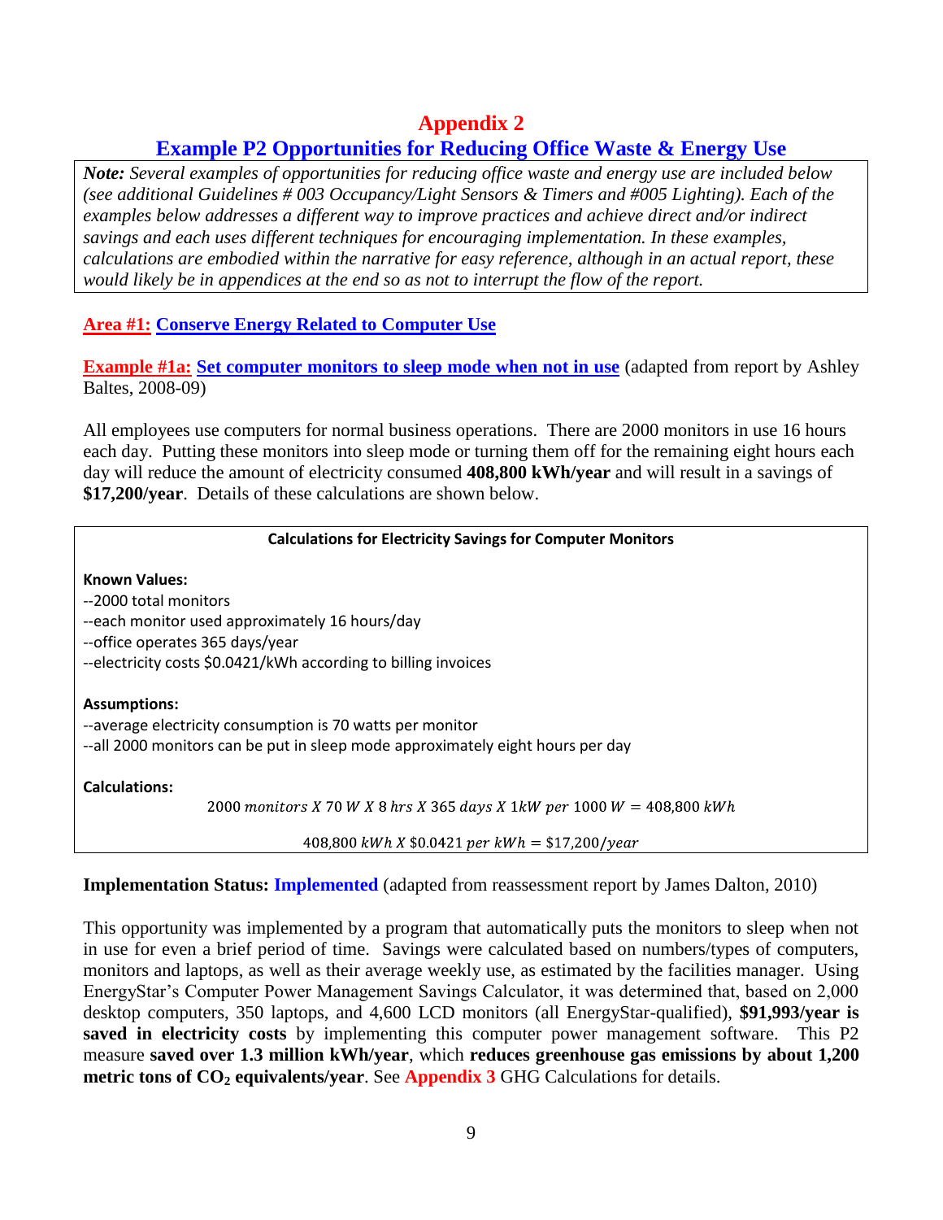# Appendix 2

## Example P2 Opportunities for Reducing Office Waste & Energy Use

***Note:*** *Several examples of opportunities for reducing office waste and energy use are included below (see additional Guidelines # 003 Occupancy/Light Sensors & Timers and #005 Lighting). Each of the examples below addresses a different way to improve practices and achieve direct and/or indirect savings and each uses different techniques for encouraging implementation. In these examples, calculations are embodied within the narrative for easy reference, although in an actual report, these would likely be in appendices at the end so as not to interrupt the flow of the report.*

### Area #1: Conserve Energy Related to Computer Use

**Example #1a: Set computer monitors to sleep mode when not in use** (adapted from report by Ashley Baltes, 2008-09)

All employees use computers for normal business operations. There are 2000 monitors in use 16 hours each day. Putting these monitors into sleep mode or turning them off for the remaining eight hours each day will reduce the amount of electricity consumed **408,800 kWh/year** and will result in a savings of **$17,200/year**. Details of these calculations are shown below.

**Calculations for Electricity Savings for Computer Monitors**

**Known Values:**

--2000 total monitors
--each monitor used approximately 16 hours/day
--office operates 365 days/year
--electricity costs $0.0421/kWh according to billing invoices

**Assumptions:**

--average electricity consumption is 70 watts per monitor
--all 2000 monitors can be put in sleep mode approximately eight hours per day

**Calculations:**

$$2000\ monitors\ X\ 70\ W\ X\ 8\ hrs\ X\ 365\ days\ X\ 1kW\ per\ 1000\ W = 408{,}800\ kWh$$

$$408{,}800\ kWh\ X\ \$0.0421\ per\ kWh = \$17{,}200/year$$

**Implementation Status: Implemented** (adapted from reassessment report by James Dalton, 2010)

This opportunity was implemented by a program that automatically puts the monitors to sleep when not in use for even a brief period of time. Savings were calculated based on numbers/types of computers, monitors and laptops, as well as their average weekly use, as estimated by the facilities manager. Using EnergyStar's Computer Power Management Savings Calculator, it was determined that, based on 2,000 desktop computers, 350 laptops, and 4,600 LCD monitors (all EnergyStar-qualified), **$91,993/year is saved in electricity costs** by implementing this computer power management software. This P2 measure **saved over 1.3 million kWh/year**, which **reduces greenhouse gas emissions by about 1,200 metric tons of $CO_2$ equivalents/year**. See **Appendix 3** GHG Calculations for details.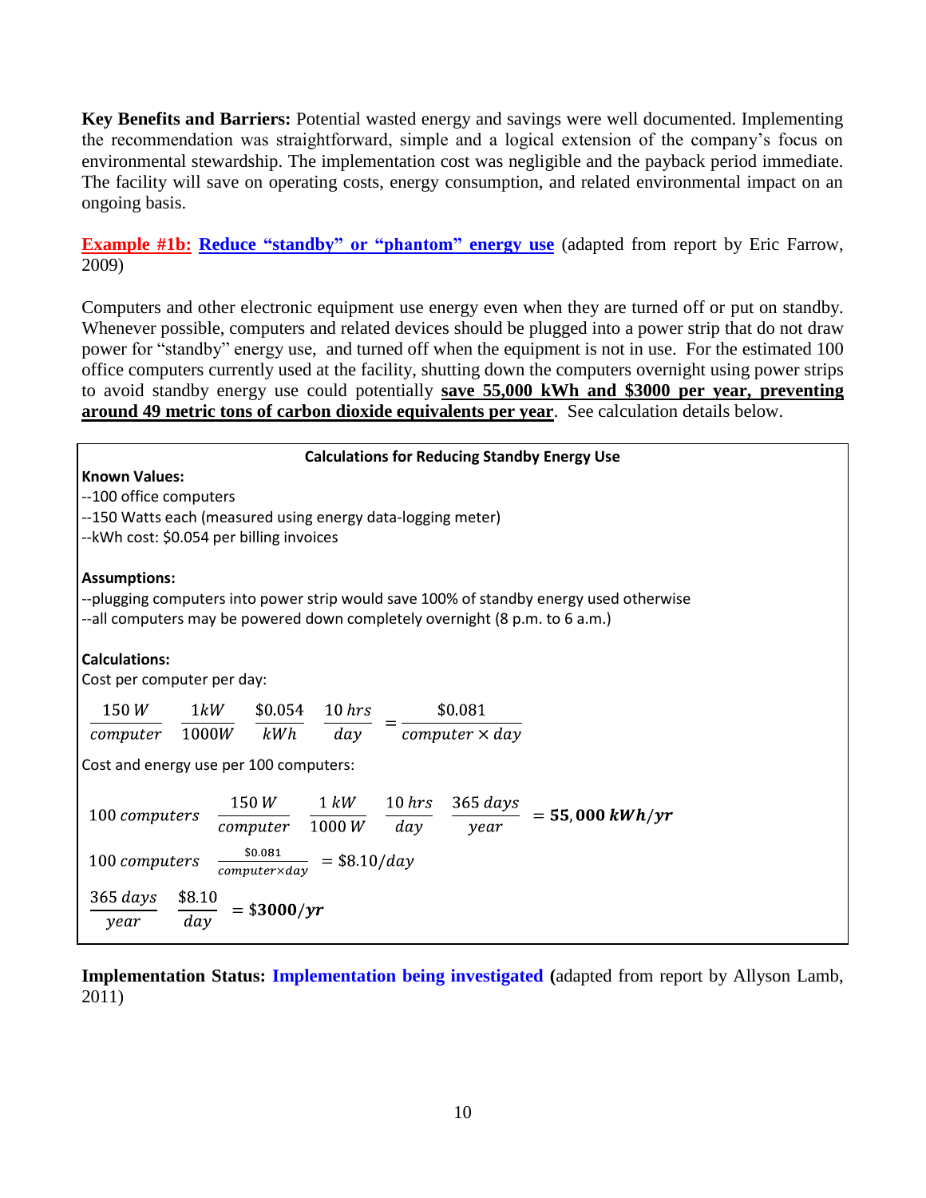**Key Benefits and Barriers:** Potential wasted energy and savings were well documented. Implementing the recommendation was straightforward, simple and a logical extension of the company's focus on environmental stewardship. The implementation cost was negligible and the payback period immediate. The facility will save on operating costs, energy consumption, and related environmental impact on an ongoing basis.

**Example #1b: Reduce "standby" or "phantom" energy use** (adapted from report by Eric Farrow, 2009)

Computers and other electronic equipment use energy even when they are turned off or put on standby. Whenever possible, computers and related devices should be plugged into a power strip that do not draw power for "standby" energy use, and turned off when the equipment is not in use. For the estimated 100 office computers currently used at the facility, shutting down the computers overnight using power strips to avoid standby energy use could potentially **save 55,000 kWh and $3000 per year, preventing around 49 metric tons of carbon dioxide equivalents per year**. See calculation details below.

**Calculations for Reducing Standby Energy Use**

**Known Values:**

--100 office computers
--150 Watts each (measured using energy data-logging meter)
--kWh cost: $0.054 per billing invoices

**Assumptions:**

--plugging computers into power strip would save 100% of standby energy used otherwise
--all computers may be powered down completely overnight (8 p.m. to 6 a.m.)

**Calculations:**

Cost per computer per day:

$$\frac{150\,W}{computer}\;\frac{1kW}{1000W}\;\frac{\$0.054}{kWh}\;\frac{10\,hrs}{day} = \frac{\$0.081}{computer \times day}$$

Cost and energy use per 100 computers:

$$100\,computers\;\frac{150\,W}{computer}\;\frac{1\,kW}{1000\,W}\;\frac{10\,hrs}{day}\;\frac{365\,days}{year} = \mathbf{55,000\,kWh/yr}$$

$$100\,computers\;\frac{\$0.081}{computer \times day} = \$8.10/day$$

$$\frac{365\,days}{year}\;\frac{\$8.10}{day} = \$\mathbf{3000/yr}$$

**Implementation Status: Implementation being investigated (**adapted from report by Allyson Lamb, 2011)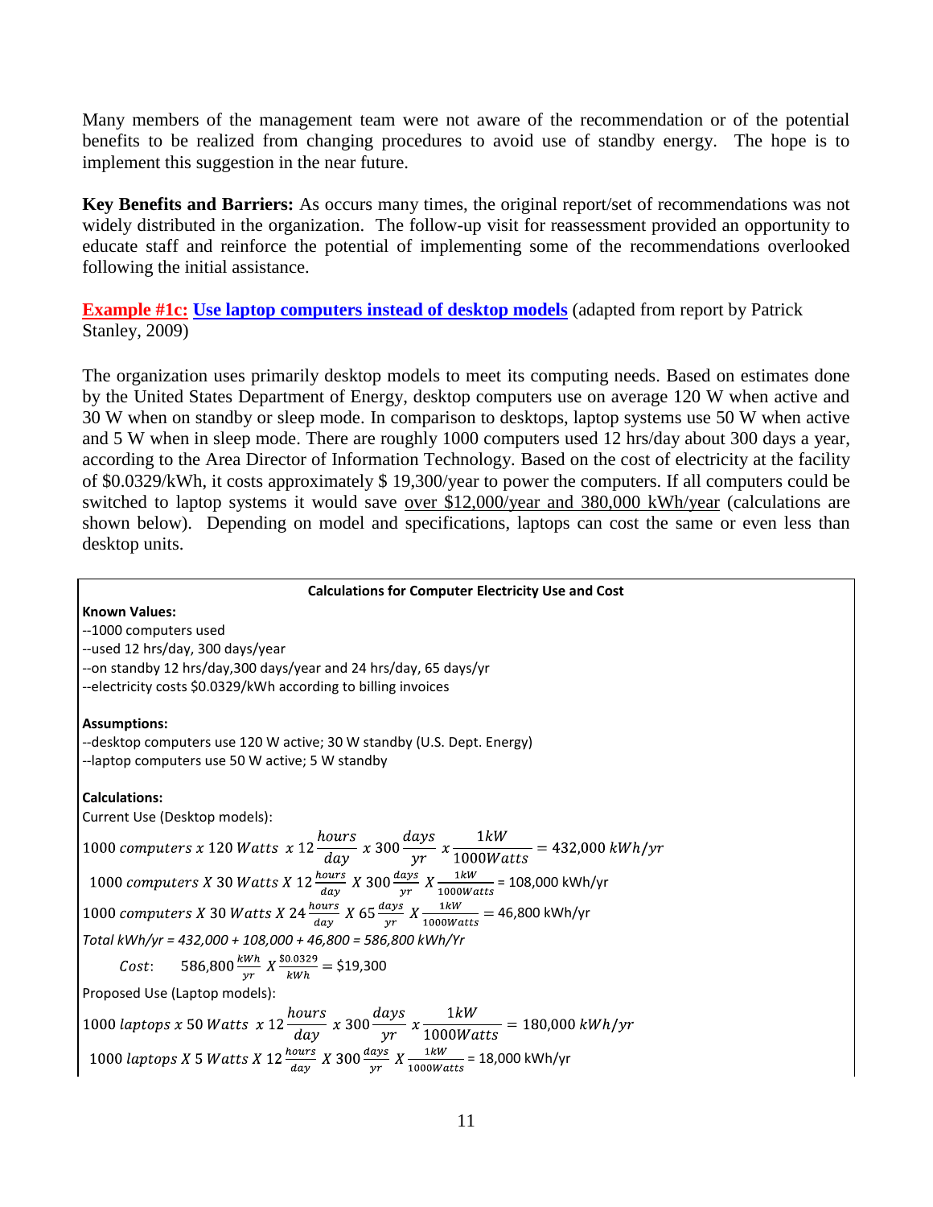Many members of the management team were not aware of the recommendation or of the potential benefits to be realized from changing procedures to avoid use of standby energy. The hope is to implement this suggestion in the near future.

**Key Benefits and Barriers:** As occurs many times, the original report/set of recommendations was not widely distributed in the organization. The follow-up visit for reassessment provided an opportunity to educate staff and reinforce the potential of implementing some of the recommendations overlooked following the initial assistance.

**Example #1c: Use laptop computers instead of desktop models** (adapted from report by Patrick Stanley, 2009)

The organization uses primarily desktop models to meet its computing needs. Based on estimates done by the United States Department of Energy, desktop computers use on average 120 W when active and 30 W when on standby or sleep mode. In comparison to desktops, laptop systems use 50 W when active and 5 W when in sleep mode. There are roughly 1000 computers used 12 hrs/day about 300 days a year, according to the Area Director of Information Technology. Based on the cost of electricity at the facility of \$0.0329/kWh, it costs approximately \$ 19,300/year to power the computers. If all computers could be switched to laptop systems it would save over \$12,000/year and 380,000 kWh/year (calculations are shown below). Depending on model and specifications, laptops can cost the same or even less than desktop units.

**Calculations for Computer Electricity Use and Cost**

**Known Values:**
--1000 computers used
--used 12 hrs/day, 300 days/year
--on standby 12 hrs/day,300 days/year and 24 hrs/day, 65 days/yr
--electricity costs \$0.0329/kWh according to billing invoices

**Assumptions:**
--desktop computers use 120 W active; 30 W standby (U.S. Dept. Energy)
--laptop computers use 50 W active; 5 W standby

**Calculations:**
Current Use (Desktop models):

$$1000\ computers\ x\ 120\ Watts\ \ x\ 12\frac{hours}{day}\ x\ 300\frac{days}{yr}\ x\frac{1kW}{1000Watts} = 432{,}000\ kWh/yr$$

$$1000\ computers\ X\ 30\ Watts\ X\ 12\frac{hours}{day}\ X\ 300\frac{days}{yr}\ X\frac{1kW}{1000Watts} = 108{,}000\ \text{kWh/yr}$$

$$1000\ computers\ X\ 30\ Watts\ X\ 24\frac{hours}{day}\ X\ 65\frac{days}{yr}\ X\frac{1kW}{1000Watts} = 46{,}800\ \text{kWh/yr}$$

*Total kWh/yr = 432,000 + 108,000 + 46,800 = 586,800 kWh/Yr*

$$Cost:\quad 586{,}800\frac{kWh}{yr}\ X\frac{\$0.0329}{kWh} = \$19{,}300$$

Proposed Use (Laptop models):

$$1000\ laptops\ x\ 50\ Watts\ \ x\ 12\frac{hours}{day}\ x\ 300\frac{days}{yr}\ x\frac{1kW}{1000Watts} = 180{,}000\ kWh/yr$$

$$1000\ laptops\ X\ 5\ Watts\ X\ 12\frac{hours}{day}\ X\ 300\frac{days}{yr}\ X\frac{1kW}{1000Watts} = 18{,}000\ \text{kWh/yr}$$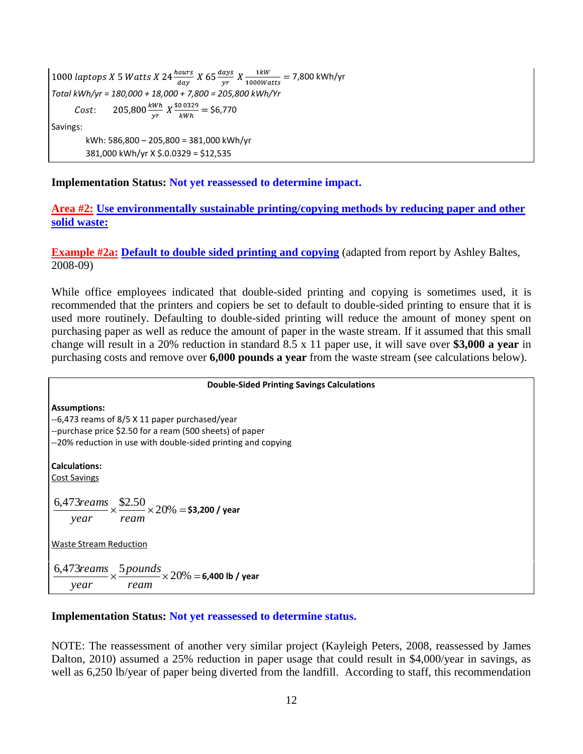$$1000\ laptops\ X\ 5\ Watts\ X\ 24\frac{hours}{day}\ X\ 65\frac{days}{yr}\ X\frac{1kW}{1000Watts} = 7{,}800\ \text{kWh/yr}$$

*Total kWh/yr = 180,000 + 18,000 + 7,800 = 205,800 kWh/Yr*

$$Cost: \quad 205{,}800\frac{kWh}{yr}\ X\frac{\$0.0329}{kWh} = \$6{,}770$$

Savings:

kWh: 586,800 – 205,800 = 381,000 kWh/yr

381,000 kWh/yr X \$.0.0329 = \$12,535

**Implementation Status: Not yet reassessed to determine impact.**

## Area #2: Use environmentally sustainable printing/copying methods by reducing paper and other solid waste:

### Example #2a: Default to double sided printing and copying (adapted from report by Ashley Baltes, 2008-09)

While office employees indicated that double-sided printing and copying is sometimes used, it is recommended that the printers and copiers be set to default to double-sided printing to ensure that it is used more routinely. Defaulting to double-sided printing will reduce the amount of money spent on purchasing paper as well as reduce the amount of paper in the waste stream. If it assumed that this small change will result in a 20% reduction in standard 8.5 x 11 paper use, it will save over **\$3,000 a year** in purchasing costs and remove over **6,000 pounds a year** from the waste stream (see calculations below).

**Double-Sided Printing Savings Calculations**

**Assumptions:**

--6,473 reams of 8/5 X 11 paper purchased/year

--purchase price \$2.50 for a ream (500 sheets) of paper

--20% reduction in use with double-sided printing and copying

**Calculations:**

Cost Savings

$$\frac{6{,}473 reams}{year} \times \frac{\$2.50}{ream} \times 20\% = \textbf{\$3,200 / year}$$

Waste Stream Reduction

$$\frac{6{,}473 reams}{year} \times \frac{5 pounds}{ream} \times 20\% = \textbf{6,400 lb / year}$$

**Implementation Status: Not yet reassessed to determine status.**

NOTE: The reassessment of another very similar project (Kayleigh Peters, 2008, reassessed by James Dalton, 2010) assumed a 25% reduction in paper usage that could result in \$4,000/year in savings, as well as 6,250 lb/year of paper being diverted from the landfill. According to staff, this recommendation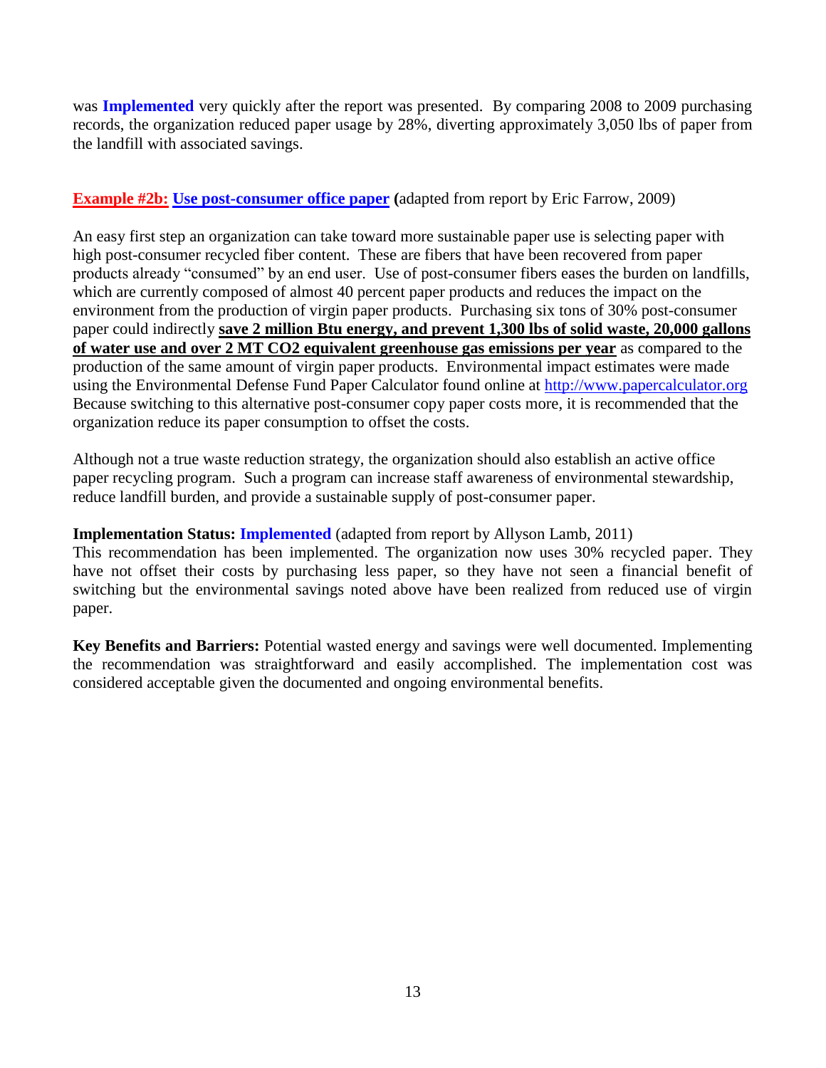was **Implemented** very quickly after the report was presented. By comparing 2008 to 2009 purchasing records, the organization reduced paper usage by 28%, diverting approximately 3,050 lbs of paper from the landfill with associated savings.

**Example #2b: Use post-consumer office paper (**adapted from report by Eric Farrow, 2009)

An easy first step an organization can take toward more sustainable paper use is selecting paper with high post-consumer recycled fiber content. These are fibers that have been recovered from paper products already "consumed" by an end user. Use of post-consumer fibers eases the burden on landfills, which are currently composed of almost 40 percent paper products and reduces the impact on the environment from the production of virgin paper products. Purchasing six tons of 30% post-consumer paper could indirectly **save 2 million Btu energy, and prevent 1,300 lbs of solid waste, 20,000 gallons of water use and over 2 MT CO2 equivalent greenhouse gas emissions per year** as compared to the production of the same amount of virgin paper products. Environmental impact estimates were made using the Environmental Defense Fund Paper Calculator found online at http://www.papercalculator.org Because switching to this alternative post-consumer copy paper costs more, it is recommended that the organization reduce its paper consumption to offset the costs.

Although not a true waste reduction strategy, the organization should also establish an active office paper recycling program. Such a program can increase staff awareness of environmental stewardship, reduce landfill burden, and provide a sustainable supply of post-consumer paper.

**Implementation Status: Implemented** (adapted from report by Allyson Lamb, 2011)
This recommendation has been implemented. The organization now uses 30% recycled paper. They have not offset their costs by purchasing less paper, so they have not seen a financial benefit of switching but the environmental savings noted above have been realized from reduced use of virgin paper.

**Key Benefits and Barriers:** Potential wasted energy and savings were well documented. Implementing the recommendation was straightforward and easily accomplished. The implementation cost was considered acceptable given the documented and ongoing environmental benefits.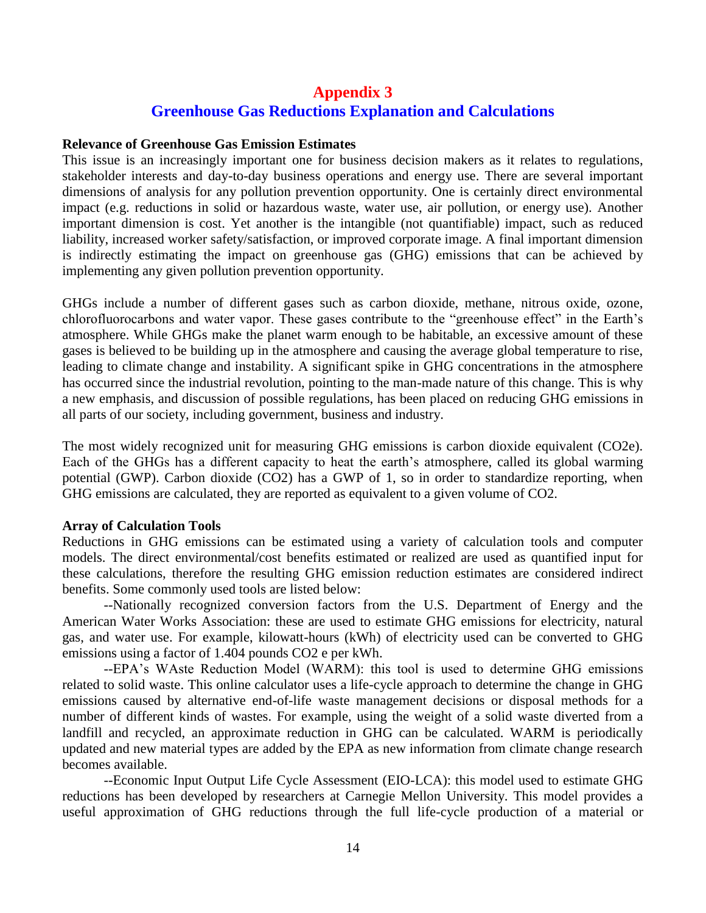# Appendix 3

## Greenhouse Gas Reductions Explanation and Calculations

**Relevance of Greenhouse Gas Emission Estimates**

This issue is an increasingly important one for business decision makers as it relates to regulations, stakeholder interests and day-to-day business operations and energy use. There are several important dimensions of analysis for any pollution prevention opportunity. One is certainly direct environmental impact (e.g. reductions in solid or hazardous waste, water use, air pollution, or energy use). Another important dimension is cost. Yet another is the intangible (not quantifiable) impact, such as reduced liability, increased worker safety/satisfaction, or improved corporate image. A final important dimension is indirectly estimating the impact on greenhouse gas (GHG) emissions that can be achieved by implementing any given pollution prevention opportunity.

GHGs include a number of different gases such as carbon dioxide, methane, nitrous oxide, ozone, chlorofluorocarbons and water vapor. These gases contribute to the "greenhouse effect" in the Earth's atmosphere. While GHGs make the planet warm enough to be habitable, an excessive amount of these gases is believed to be building up in the atmosphere and causing the average global temperature to rise, leading to climate change and instability. A significant spike in GHG concentrations in the atmosphere has occurred since the industrial revolution, pointing to the man-made nature of this change. This is why a new emphasis, and discussion of possible regulations, has been placed on reducing GHG emissions in all parts of our society, including government, business and industry.

The most widely recognized unit for measuring GHG emissions is carbon dioxide equivalent ($CO_2e$). Each of the GHGs has a different capacity to heat the earth's atmosphere, called its global warming potential (GWP). Carbon dioxide ($CO_2$) has a GWP of 1, so in order to standardize reporting, when GHG emissions are calculated, they are reported as equivalent to a given volume of $CO_2$.

**Array of Calculation Tools**

Reductions in GHG emissions can be estimated using a variety of calculation tools and computer models. The direct environmental/cost benefits estimated or realized are used as quantified input for these calculations, therefore the resulting GHG emission reduction estimates are considered indirect benefits. Some commonly used tools are listed below:

--Nationally recognized conversion factors from the U.S. Department of Energy and the American Water Works Association: these are used to estimate GHG emissions for electricity, natural gas, and water use. For example, kilowatt-hours (kWh) of electricity used can be converted to GHG emissions using a factor of 1.404 pounds $CO_2$ e per kWh.

--EPA's WAste Reduction Model (WARM): this tool is used to determine GHG emissions related to solid waste. This online calculator uses a life-cycle approach to determine the change in GHG emissions caused by alternative end-of-life waste management decisions or disposal methods for a number of different kinds of wastes. For example, using the weight of a solid waste diverted from a landfill and recycled, an approximate reduction in GHG can be calculated. WARM is periodically updated and new material types are added by the EPA as new information from climate change research becomes available.

--Economic Input Output Life Cycle Assessment (EIO-LCA): this model used to estimate GHG reductions has been developed by researchers at Carnegie Mellon University. This model provides a useful approximation of GHG reductions through the full life-cycle production of a material or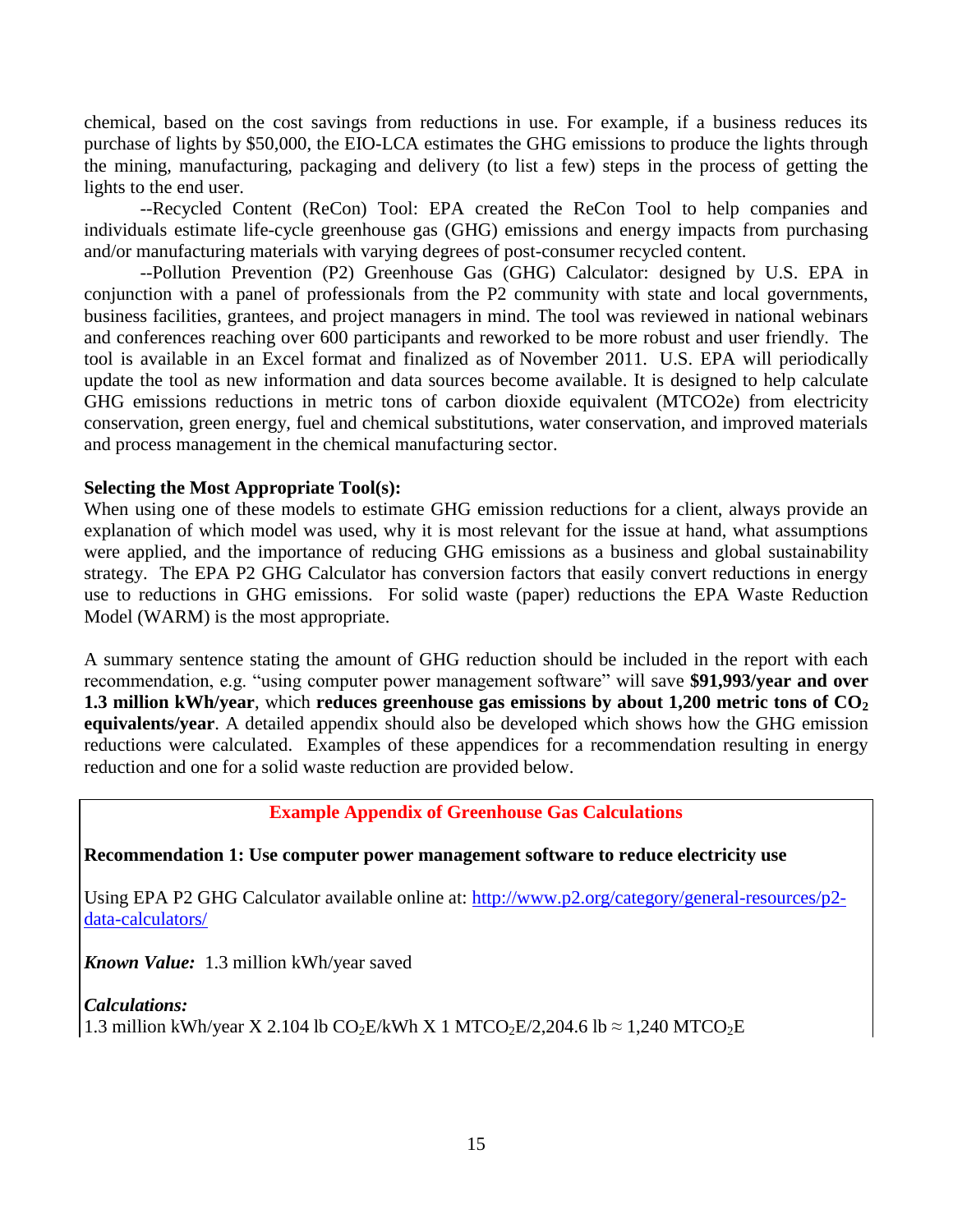chemical, based on the cost savings from reductions in use. For example, if a business reduces its purchase of lights by $50,000, the EIO-LCA estimates the GHG emissions to produce the lights through the mining, manufacturing, packaging and delivery (to list a few) steps in the process of getting the lights to the end user.

--Recycled Content (ReCon) Tool: EPA created the ReCon Tool to help companies and individuals estimate life-cycle greenhouse gas (GHG) emissions and energy impacts from purchasing and/or manufacturing materials with varying degrees of post-consumer recycled content.

--Pollution Prevention (P2) Greenhouse Gas (GHG) Calculator: designed by U.S. EPA in conjunction with a panel of professionals from the P2 community with state and local governments, business facilities, grantees, and project managers in mind. The tool was reviewed in national webinars and conferences reaching over 600 participants and reworked to be more robust and user friendly. The tool is available in an Excel format and finalized as of November 2011. U.S. EPA will periodically update the tool as new information and data sources become available. It is designed to help calculate GHG emissions reductions in metric tons of carbon dioxide equivalent (MTCO2e) from electricity conservation, green energy, fuel and chemical substitutions, water conservation, and improved materials and process management in the chemical manufacturing sector.

**Selecting the Most Appropriate Tool(s):**

When using one of these models to estimate GHG emission reductions for a client, always provide an explanation of which model was used, why it is most relevant for the issue at hand, what assumptions were applied, and the importance of reducing GHG emissions as a business and global sustainability strategy. The EPA P2 GHG Calculator has conversion factors that easily convert reductions in energy use to reductions in GHG emissions. For solid waste (paper) reductions the EPA Waste Reduction Model (WARM) is the most appropriate.

A summary sentence stating the amount of GHG reduction should be included in the report with each recommendation, e.g. "using computer power management software" will save **$91,993/year and over 1.3 million kWh/year**, which **reduces greenhouse gas emissions by about 1,200 metric tons of $CO_2$ equivalents/year**. A detailed appendix should also be developed which shows how the GHG emission reductions were calculated. Examples of these appendices for a recommendation resulting in energy reduction and one for a solid waste reduction are provided below.

**Example Appendix of Greenhouse Gas Calculations**

**Recommendation 1: Use computer power management software to reduce electricity use**

Using EPA P2 GHG Calculator available online at: http://www.p2.org/category/general-resources/p2-data-calculators/

***Known Value:*** 1.3 million kWh/year saved

***Calculations:***

1.3 million kWh/year X 2.104 lb $CO_2E$/kWh X 1 $MTCO_2E$/2,204.6 lb ≈ 1,240 $MTCO_2E$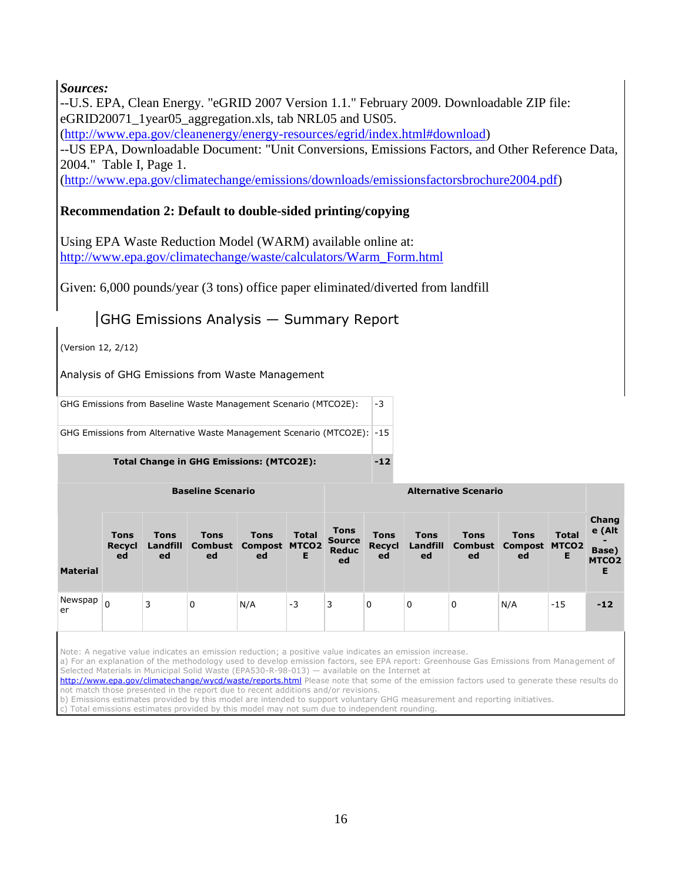*Sources:*
--U.S. EPA, Clean Energy. "eGRID 2007 Version 1.1." February 2009. Downloadable ZIP file: eGRID20071_1year05_aggregation.xls, tab NRL05 and US05.
(http://www.epa.gov/cleanenergy/energy-resources/egrid/index.html#download)
--US EPA, Downloadable Document: "Unit Conversions, Emissions Factors, and Other Reference Data, 2004." Table I, Page 1.
(http://www.epa.gov/climatechange/emissions/downloads/emissionsfactorsbrochure2004.pdf)

**Recommendation 2: Default to double-sided printing/copying**

Using EPA Waste Reduction Model (WARM) available online at:
http://www.epa.gov/climatechange/waste/calculators/Warm_Form.html

Given: 6,000 pounds/year (3 tons) office paper eliminated/diverted from landfill

## GHG Emissions Analysis — Summary Report

(Version 12, 2/12)

Analysis of GHG Emissions from Waste Management

| | |
|---|---|
| GHG Emissions from Baseline Waste Management Scenario (MTCO2E): | -3 |
| GHG Emissions from Alternative Waste Management Scenario (MTCO2E): | -15 |
| **Total Change in GHG Emissions: (MTCO2E):** | **-12** |

| | **Baseline Scenario** | | | | | **Alternative Scenario** | | | | | | |
|---|---|---|---|---|---|---|---|---|---|---|---|---|
| **Material** | **Tons Recycled** | **Tons Landfilled** | **Tons Combusted** | **Tons Composted** | **Total MTCO2E** | **Tons Source Reduced** | **Tons Recycled** | **Tons Landfilled** | **Tons Combusted** | **Tons Composted** | **Total MTCO2E** | **Change (Alt - Base) MTCO2E** |
| Newspaper | 0 | 3 | 0 | N/A | -3 | 3 | 0 | 0 | 0 | N/A | -15 | **-12** |

Note: A negative value indicates an emission reduction; a positive value indicates an emission increase.
a) For an explanation of the methodology used to develop emission factors, see EPA report: Greenhouse Gas Emissions from Management of Selected Materials in Municipal Solid Waste (EPA530-R-98-013) — available on the Internet at http://www.epa.gov/climatechange/wycd/waste/reports.html Please note that some of the emission factors used to generate these results do not match those presented in the report due to recent additions and/or revisions.
b) Emissions estimates provided by this model are intended to support voluntary GHG measurement and reporting initiatives.
c) Total emissions estimates provided by this model may not sum due to independent rounding.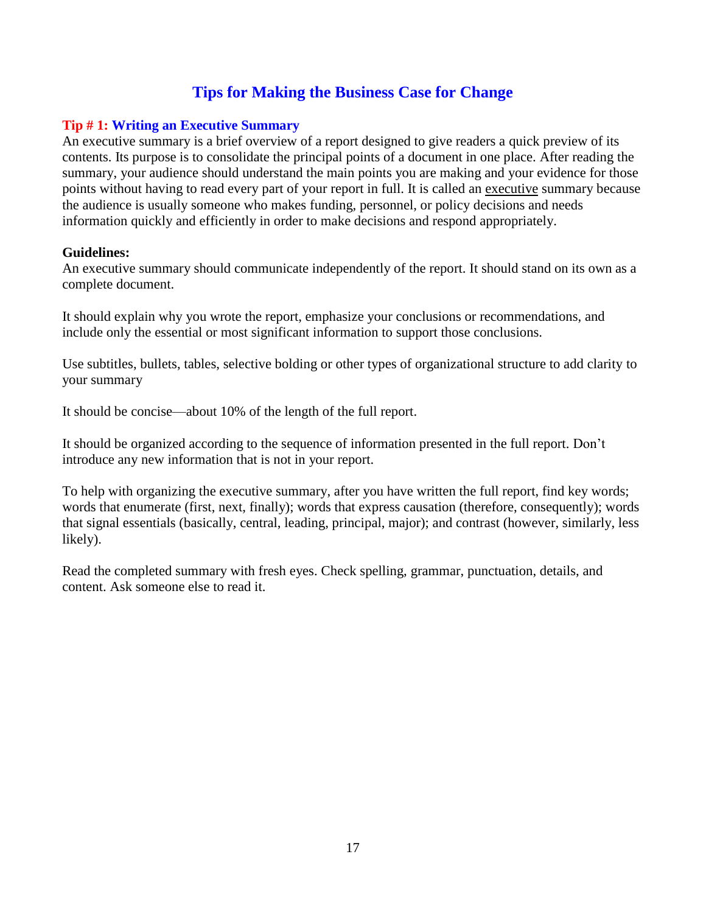# Tips for Making the Business Case for Change

## Tip # 1: Writing an Executive Summary

An executive summary is a brief overview of a report designed to give readers a quick preview of its contents. Its purpose is to consolidate the principal points of a document in one place. After reading the summary, your audience should understand the main points you are making and your evidence for those points without having to read every part of your report in full. It is called an <u>executive</u> summary because the audience is usually someone who makes funding, personnel, or policy decisions and needs information quickly and efficiently in order to make decisions and respond appropriately.

**Guidelines:**

An executive summary should communicate independently of the report. It should stand on its own as a complete document.

It should explain why you wrote the report, emphasize your conclusions or recommendations, and include only the essential or most significant information to support those conclusions.

Use subtitles, bullets, tables, selective bolding or other types of organizational structure to add clarity to your summary

It should be concise—about 10% of the length of the full report.

It should be organized according to the sequence of information presented in the full report. Don't introduce any new information that is not in your report.

To help with organizing the executive summary, after you have written the full report, find key words; words that enumerate (first, next, finally); words that express causation (therefore, consequently); words that signal essentials (basically, central, leading, principal, major); and contrast (however, similarly, less likely).

Read the completed summary with fresh eyes. Check spelling, grammar, punctuation, details, and content. Ask someone else to read it.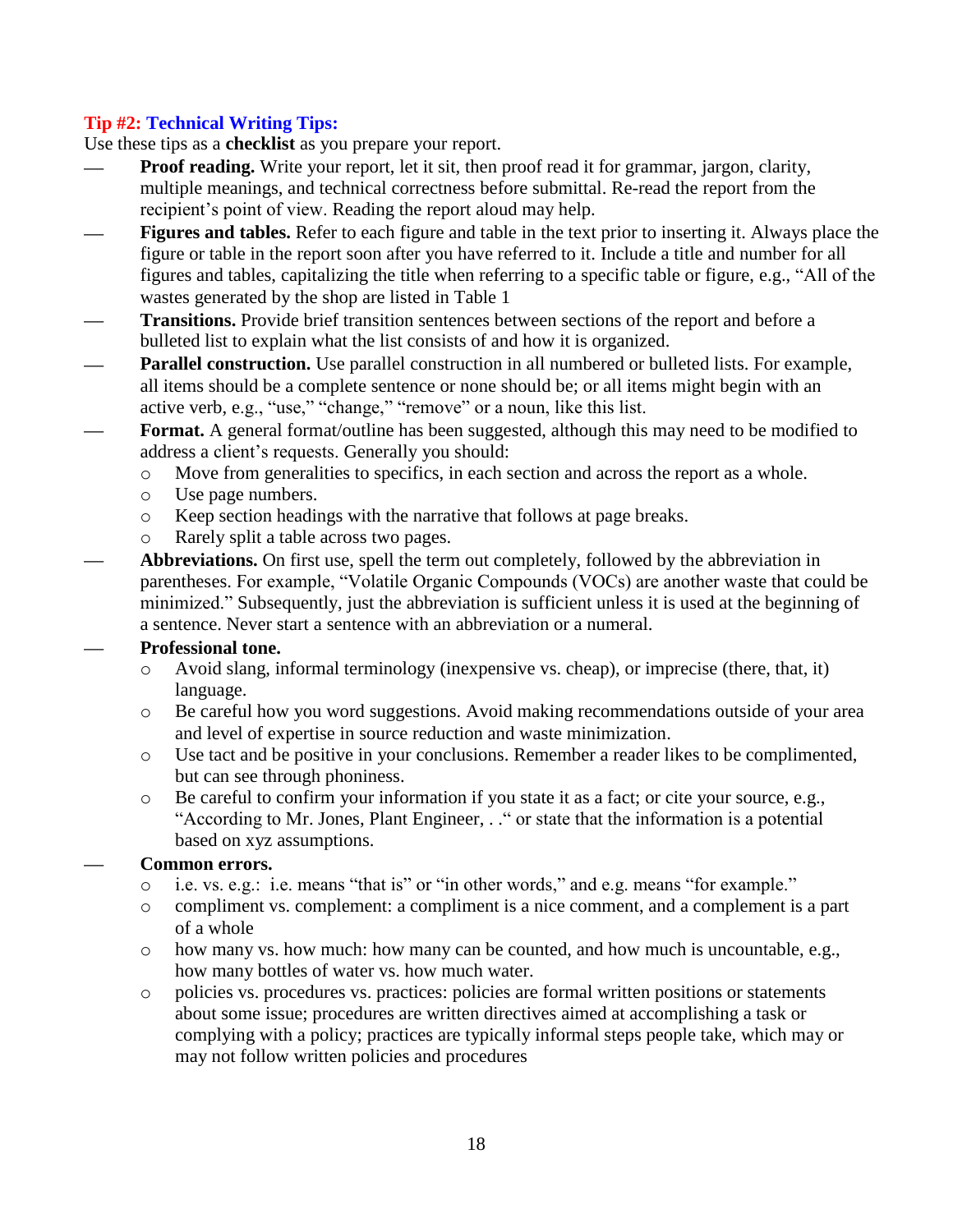**Tip #2: Technical Writing Tips:**

Use these tips as a **checklist** as you prepare your report.

- **Proof reading.** Write your report, let it sit, then proof read it for grammar, jargon, clarity, multiple meanings, and technical correctness before submittal. Re-read the report from the recipient's point of view. Reading the report aloud may help.
- **Figures and tables.** Refer to each figure and table in the text prior to inserting it. Always place the figure or table in the report soon after you have referred to it. Include a title and number for all figures and tables, capitalizing the title when referring to a specific table or figure, e.g., "All of the wastes generated by the shop are listed in Table 1
- **Transitions.** Provide brief transition sentences between sections of the report and before a bulleted list to explain what the list consists of and how it is organized.
- **Parallel construction.** Use parallel construction in all numbered or bulleted lists. For example, all items should be a complete sentence or none should be; or all items might begin with an active verb, e.g., "use," "change," "remove" or a noun, like this list.
- **Format.** A general format/outline has been suggested, although this may need to be modified to address a client's requests. Generally you should:
  - Move from generalities to specifics, in each section and across the report as a whole.
  - Use page numbers.
  - Keep section headings with the narrative that follows at page breaks.
  - Rarely split a table across two pages.
- **Abbreviations.** On first use, spell the term out completely, followed by the abbreviation in parentheses. For example, "Volatile Organic Compounds (VOCs) are another waste that could be minimized." Subsequently, just the abbreviation is sufficient unless it is used at the beginning of a sentence. Never start a sentence with an abbreviation or a numeral.
- **Professional tone.**
  - Avoid slang, informal terminology (inexpensive vs. cheap), or imprecise (there, that, it) language.
  - Be careful how you word suggestions. Avoid making recommendations outside of your area and level of expertise in source reduction and waste minimization.
  - Use tact and be positive in your conclusions. Remember a reader likes to be complimented, but can see through phoniness.
  - Be careful to confirm your information if you state it as a fact; or cite your source, e.g., "According to Mr. Jones, Plant Engineer, . ." or state that the information is a potential based on xyz assumptions.
- **Common errors.**
  - i.e. vs. e.g.: i.e. means "that is" or "in other words," and e.g. means "for example."
  - compliment vs. complement: a compliment is a nice comment, and a complement is a part of a whole
  - how many vs. how much: how many can be counted, and how much is uncountable, e.g., how many bottles of water vs. how much water.
  - policies vs. procedures vs. practices: policies are formal written positions or statements about some issue; procedures are written directives aimed at accomplishing a task or complying with a policy; practices are typically informal steps people take, which may or may not follow written policies and procedures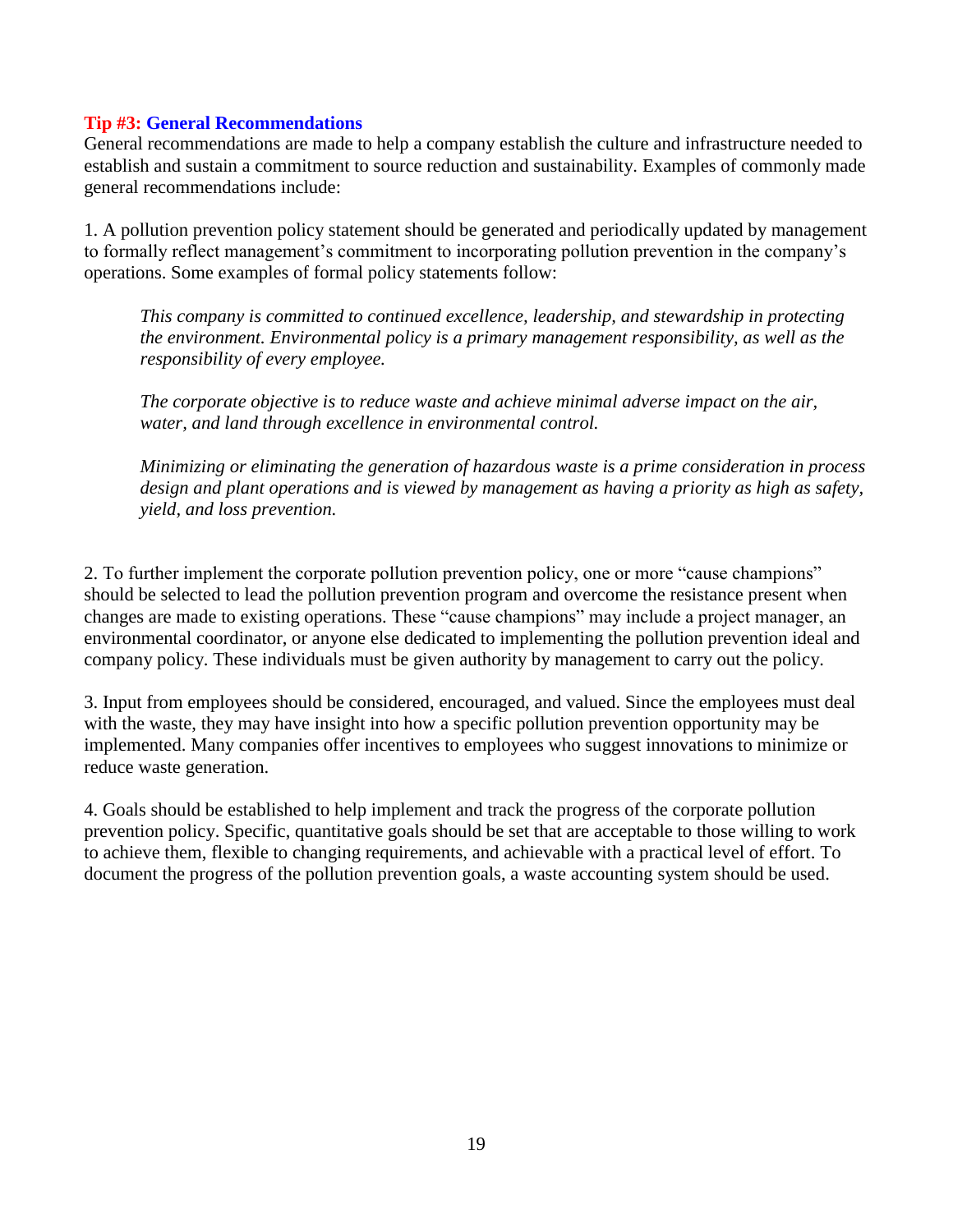### **Tip #3: General Recommendations**

General recommendations are made to help a company establish the culture and infrastructure needed to establish and sustain a commitment to source reduction and sustainability. Examples of commonly made general recommendations include:

1. A pollution prevention policy statement should be generated and periodically updated by management to formally reflect management's commitment to incorporating pollution prevention in the company's operations. Some examples of formal policy statements follow:

   *This company is committed to continued excellence, leadership, and stewardship in protecting the environment. Environmental policy is a primary management responsibility, as well as the responsibility of every employee.*

   *The corporate objective is to reduce waste and achieve minimal adverse impact on the air, water, and land through excellence in environmental control.*

   *Minimizing or eliminating the generation of hazardous waste is a prime consideration in process design and plant operations and is viewed by management as having a priority as high as safety, yield, and loss prevention.*

2. To further implement the corporate pollution prevention policy, one or more "cause champions" should be selected to lead the pollution prevention program and overcome the resistance present when changes are made to existing operations. These "cause champions" may include a project manager, an environmental coordinator, or anyone else dedicated to implementing the pollution prevention ideal and company policy. These individuals must be given authority by management to carry out the policy.

3. Input from employees should be considered, encouraged, and valued. Since the employees must deal with the waste, they may have insight into how a specific pollution prevention opportunity may be implemented. Many companies offer incentives to employees who suggest innovations to minimize or reduce waste generation.

4. Goals should be established to help implement and track the progress of the corporate pollution prevention policy. Specific, quantitative goals should be set that are acceptable to those willing to work to achieve them, flexible to changing requirements, and achievable with a practical level of effort. To document the progress of the pollution prevention goals, a waste accounting system should be used.